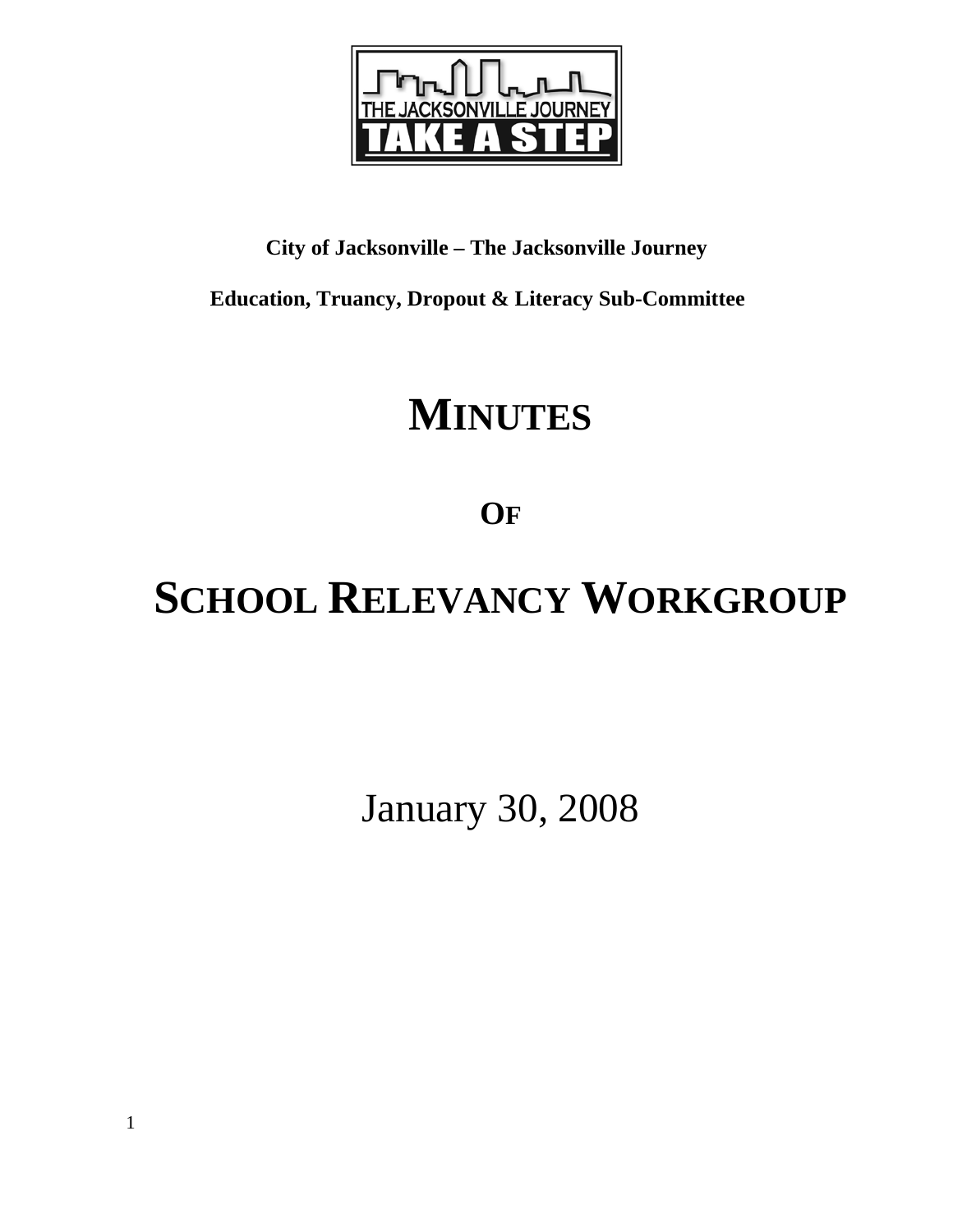**City of Jacksonville – The Jacksonville Journey**

**Education, Truancy, Dropout & Literacy Sub-Committee**

# MINUTES

## OF

# SCHOOL RELEVANCY WORKGROUP

January 30, 2008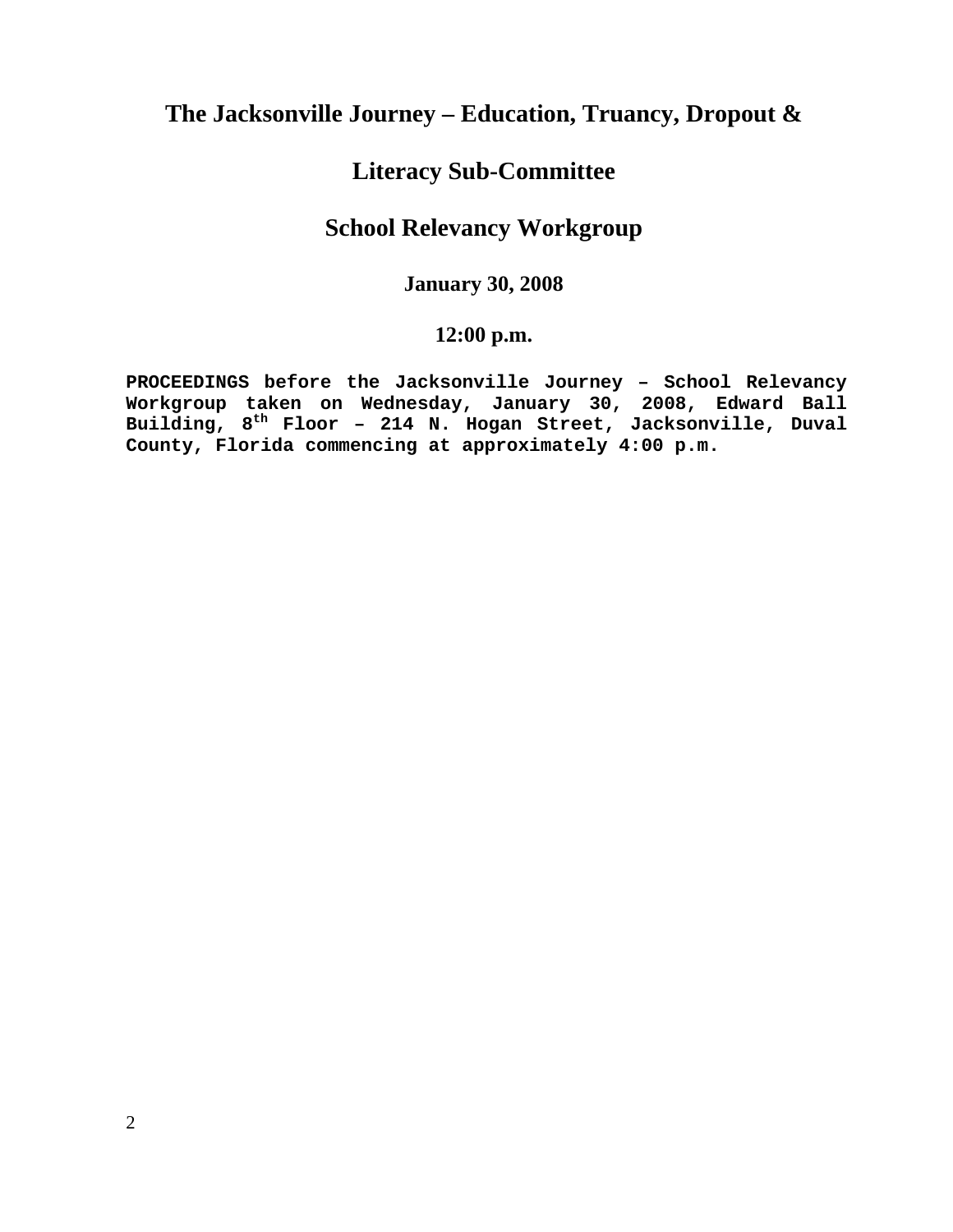# The Jacksonville Journey – Education, Truancy, Dropout & Literacy Sub-Committee

## School Relevancy Workgroup

**January 30, 2008**

**12:00 p.m.**

**PROCEEDINGS before the Jacksonville Journey – School Relevancy Workgroup taken on Wednesday, January 30, 2008, Edward Ball Building, 8th Floor – 214 N. Hogan Street, Jacksonville, Duval County, Florida commencing at approximately 4:00 p.m.**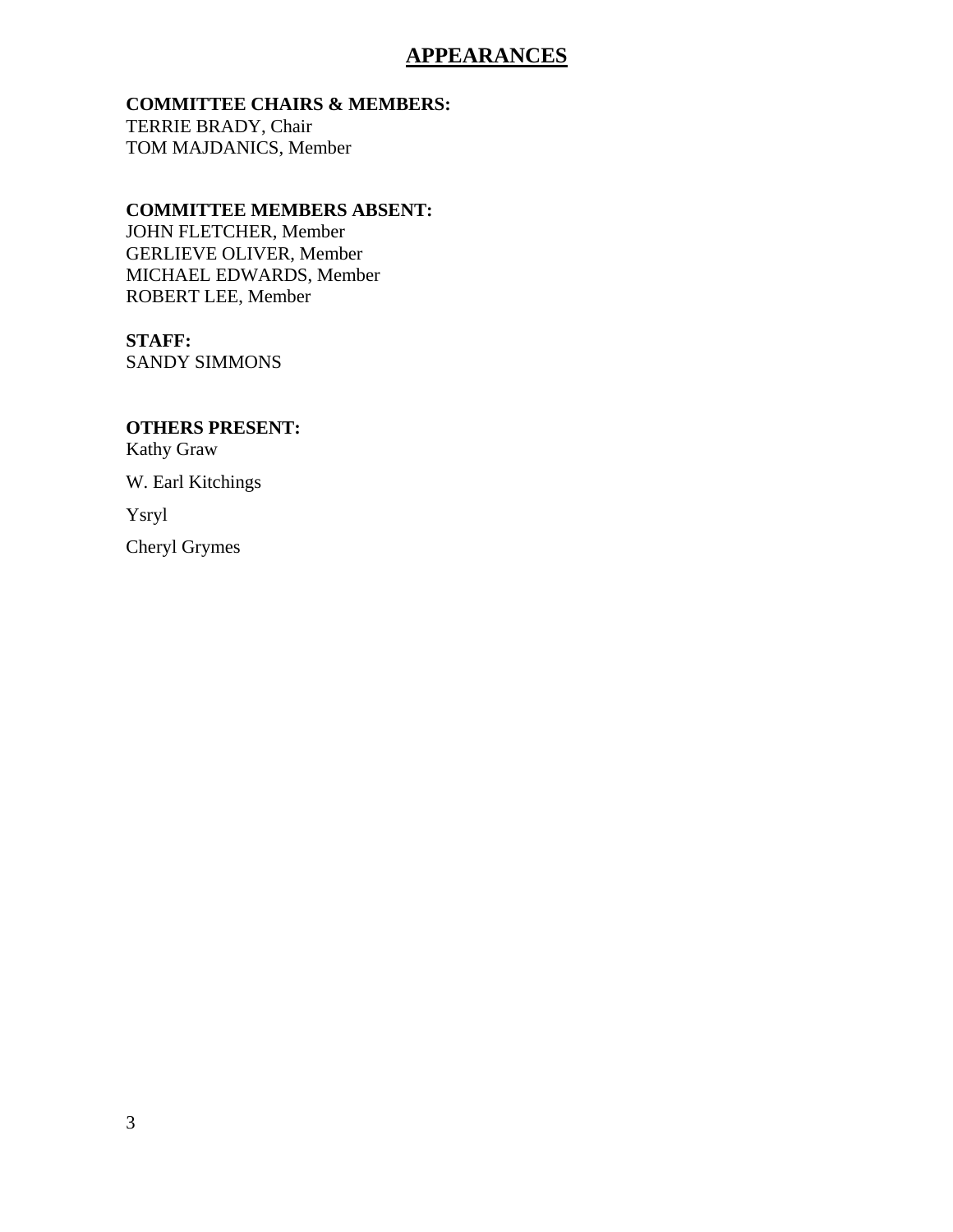# APPEARANCES

**COMMITTEE CHAIRS & MEMBERS:**
TERRIE BRADY, Chair
TOM MAJDANICS, Member

**COMMITTEE MEMBERS ABSENT:**
JOHN FLETCHER, Member
GERLIEVE OLIVER, Member
MICHAEL EDWARDS, Member
ROBERT LEE, Member

**STAFF:**
SANDY SIMMONS

**OTHERS PRESENT:**
Kathy Graw

W. Earl Kitchings

Ysryl

Cheryl Grymes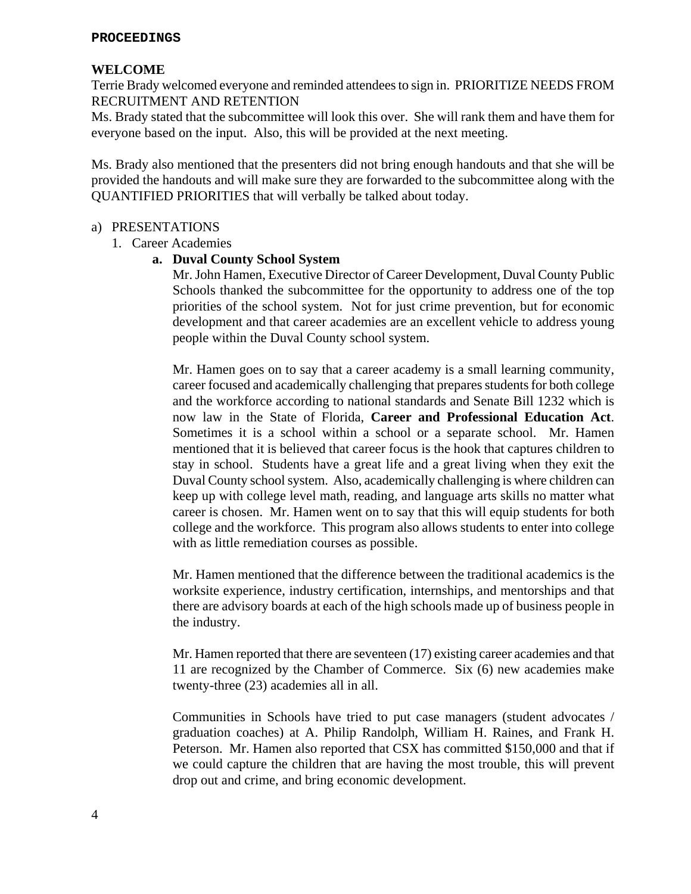**PROCEEDINGS**

**WELCOME**

Terrie Brady welcomed everyone and reminded attendees to sign in. PRIORITIZE NEEDS FROM RECRUITMENT AND RETENTION

Ms. Brady stated that the subcommittee will look this over. She will rank them and have them for everyone based on the input. Also, this will be provided at the next meeting.

Ms. Brady also mentioned that the presenters did not bring enough handouts and that she will be provided the handouts and will make sure they are forwarded to the subcommittee along with the QUANTIFIED PRIORITIES that will verbally be talked about today.

a) PRESENTATIONS

1. Career Academies

   **a. Duval County School System**

   Mr. John Hamen, Executive Director of Career Development, Duval County Public Schools thanked the subcommittee for the opportunity to address one of the top priorities of the school system. Not for just crime prevention, but for economic development and that career academies are an excellent vehicle to address young people within the Duval County school system.

   Mr. Hamen goes on to say that a career academy is a small learning community, career focused and academically challenging that prepares students for both college and the workforce according to national standards and Senate Bill 1232 which is now law in the State of Florida, **Career and Professional Education Act**. Sometimes it is a school within a school or a separate school. Mr. Hamen mentioned that it is believed that career focus is the hook that captures children to stay in school. Students have a great life and a great living when they exit the Duval County school system. Also, academically challenging is where children can keep up with college level math, reading, and language arts skills no matter what career is chosen. Mr. Hamen went on to say that this will equip students for both college and the workforce. This program also allows students to enter into college with as little remediation courses as possible.

   Mr. Hamen mentioned that the difference between the traditional academics is the worksite experience, industry certification, internships, and mentorships and that there are advisory boards at each of the high schools made up of business people in the industry.

   Mr. Hamen reported that there are seventeen (17) existing career academies and that 11 are recognized by the Chamber of Commerce. Six (6) new academies make twenty-three (23) academies all in all.

   Communities in Schools have tried to put case managers (student advocates / graduation coaches) at A. Philip Randolph, William H. Raines, and Frank H. Peterson. Mr. Hamen also reported that CSX has committed $150,000 and that if we could capture the children that are having the most trouble, this will prevent drop out and crime, and bring economic development.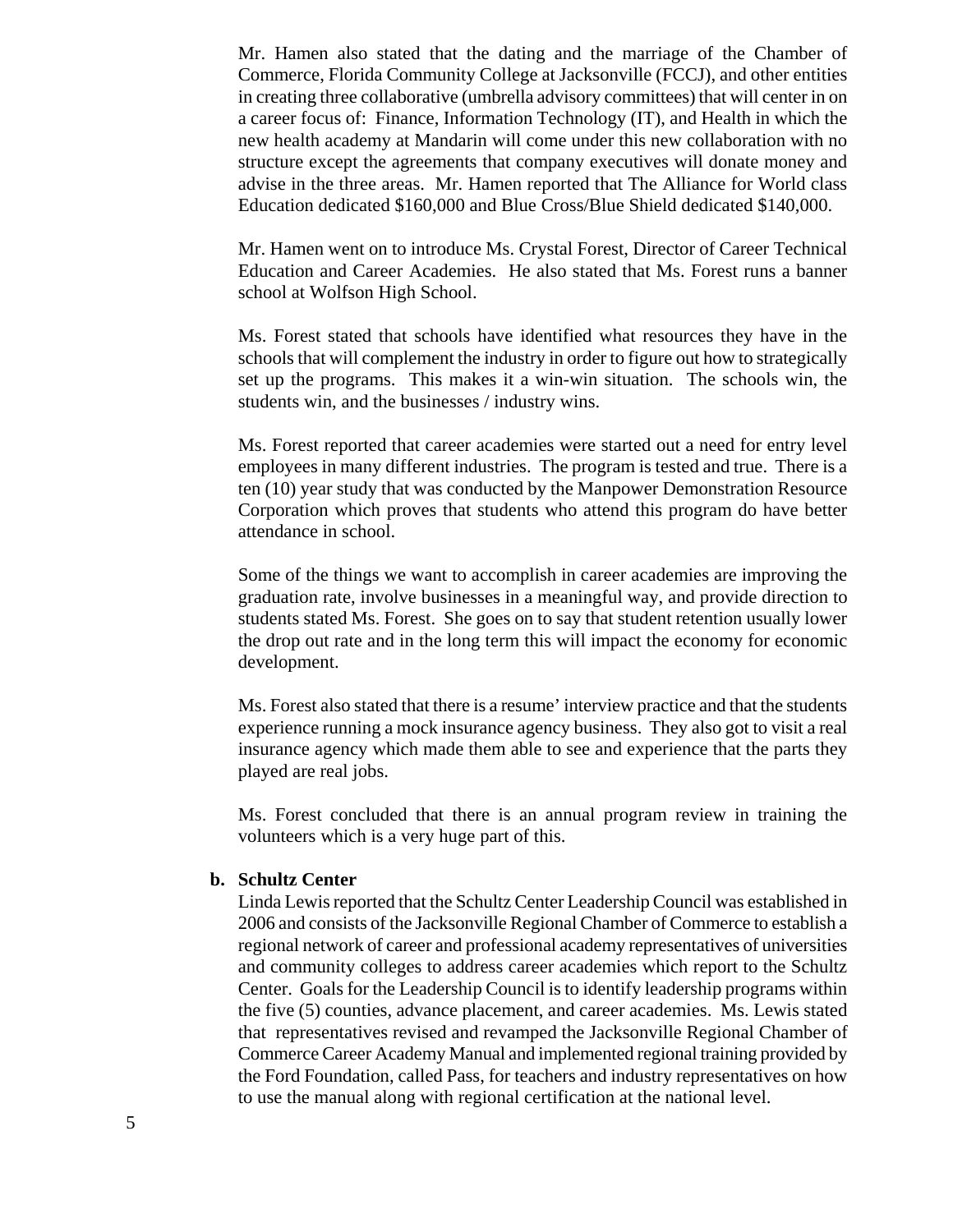Mr. Hamen also stated that the dating and the marriage of the Chamber of Commerce, Florida Community College at Jacksonville (FCCJ), and other entities in creating three collaborative (umbrella advisory committees) that will center in on a career focus of: Finance, Information Technology (IT), and Health in which the new health academy at Mandarin will come under this new collaboration with no structure except the agreements that company executives will donate money and advise in the three areas. Mr. Hamen reported that The Alliance for World class Education dedicated \$160,000 and Blue Cross/Blue Shield dedicated \$140,000.

Mr. Hamen went on to introduce Ms. Crystal Forest, Director of Career Technical Education and Career Academies. He also stated that Ms. Forest runs a banner school at Wolfson High School.

Ms. Forest stated that schools have identified what resources they have in the schools that will complement the industry in order to figure out how to strategically set up the programs. This makes it a win-win situation. The schools win, the students win, and the businesses / industry wins.

Ms. Forest reported that career academies were started out a need for entry level employees in many different industries. The program is tested and true. There is a ten (10) year study that was conducted by the Manpower Demonstration Resource Corporation which proves that students who attend this program do have better attendance in school.

Some of the things we want to accomplish in career academies are improving the graduation rate, involve businesses in a meaningful way, and provide direction to students stated Ms. Forest. She goes on to say that student retention usually lower the drop out rate and in the long term this will impact the economy for economic development.

Ms. Forest also stated that there is a resume' interview practice and that the students experience running a mock insurance agency business. They also got to visit a real insurance agency which made them able to see and experience that the parts they played are real jobs.

Ms. Forest concluded that there is an annual program review in training the volunteers which is a very huge part of this.

**b. Schultz Center**

Linda Lewis reported that the Schultz Center Leadership Council was established in 2006 and consists of the Jacksonville Regional Chamber of Commerce to establish a regional network of career and professional academy representatives of universities and community colleges to address career academies which report to the Schultz Center. Goals for the Leadership Council is to identify leadership programs within the five (5) counties, advance placement, and career academies. Ms. Lewis stated that representatives revised and revamped the Jacksonville Regional Chamber of Commerce Career Academy Manual and implemented regional training provided by the Ford Foundation, called Pass, for teachers and industry representatives on how to use the manual along with regional certification at the national level.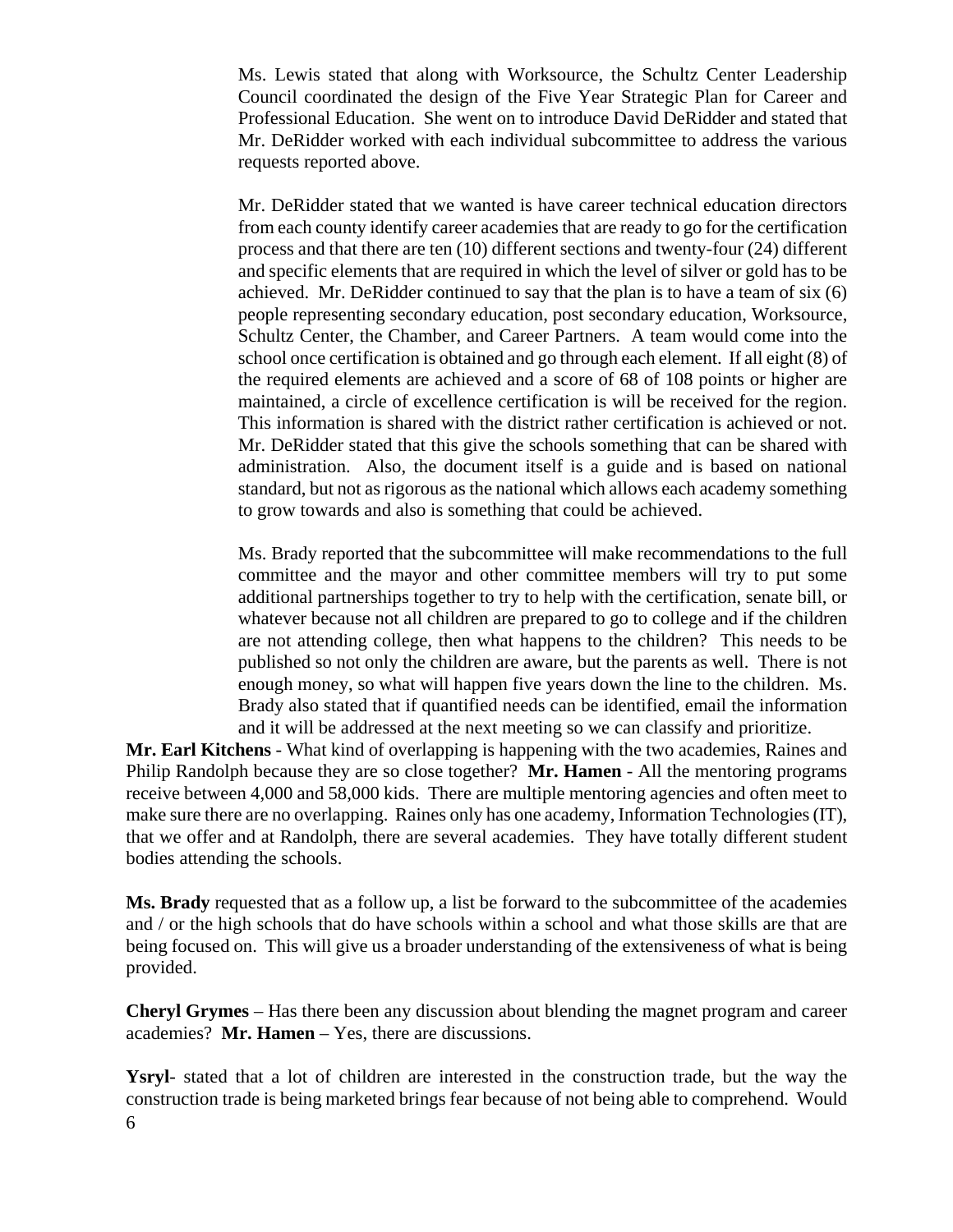Ms. Lewis stated that along with Worksource, the Schultz Center Leadership Council coordinated the design of the Five Year Strategic Plan for Career and Professional Education. She went on to introduce David DeRidder and stated that Mr. DeRidder worked with each individual subcommittee to address the various requests reported above.

Mr. DeRidder stated that we wanted is have career technical education directors from each county identify career academies that are ready to go for the certification process and that there are ten (10) different sections and twenty-four (24) different and specific elements that are required in which the level of silver or gold has to be achieved. Mr. DeRidder continued to say that the plan is to have a team of six (6) people representing secondary education, post secondary education, Worksource, Schultz Center, the Chamber, and Career Partners. A team would come into the school once certification is obtained and go through each element. If all eight (8) of the required elements are achieved and a score of 68 of 108 points or higher are maintained, a circle of excellence certification is will be received for the region. This information is shared with the district rather certification is achieved or not. Mr. DeRidder stated that this give the schools something that can be shared with administration. Also, the document itself is a guide and is based on national standard, but not as rigorous as the national which allows each academy something to grow towards and also is something that could be achieved.

Ms. Brady reported that the subcommittee will make recommendations to the full committee and the mayor and other committee members will try to put some additional partnerships together to try to help with the certification, senate bill, or whatever because not all children are prepared to go to college and if the children are not attending college, then what happens to the children? This needs to be published so not only the children are aware, but the parents as well. There is not enough money, so what will happen five years down the line to the children. Ms. Brady also stated that if quantified needs can be identified, email the information and it will be addressed at the next meeting so we can classify and prioritize.

**Mr. Earl Kitchens** - What kind of overlapping is happening with the two academies, Raines and Philip Randolph because they are so close together? **Mr. Hamen** - All the mentoring programs receive between 4,000 and 58,000 kids. There are multiple mentoring agencies and often meet to make sure there are no overlapping. Raines only has one academy, Information Technologies (IT), that we offer and at Randolph, there are several academies. They have totally different student bodies attending the schools.

**Ms. Brady** requested that as a follow up, a list be forward to the subcommittee of the academies and / or the high schools that do have schools within a school and what those skills are that are being focused on. This will give us a broader understanding of the extensiveness of what is being provided.

**Cheryl Grymes** – Has there been any discussion about blending the magnet program and career academies? **Mr. Hamen** – Yes, there are discussions.

**Ysryl**- stated that a lot of children are interested in the construction trade, but the way the construction trade is being marketed brings fear because of not being able to comprehend. Would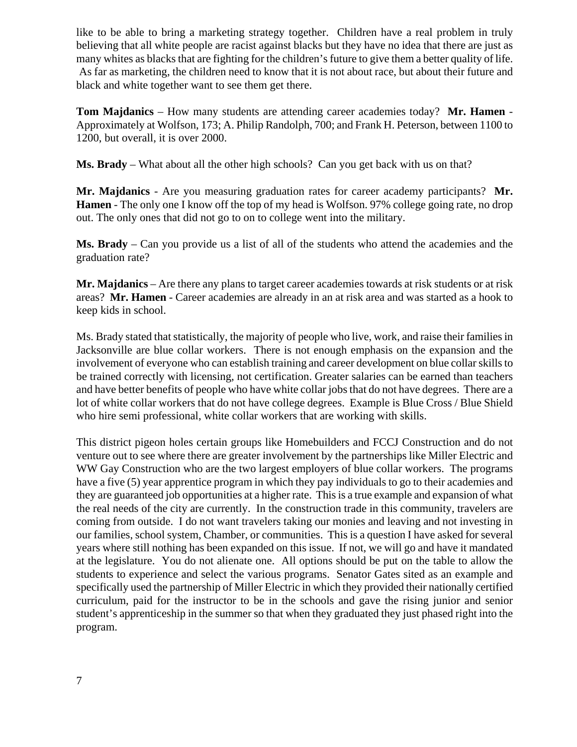like to be able to bring a marketing strategy together. Children have a real problem in truly believing that all white people are racist against blacks but they have no idea that there are just as many whites as blacks that are fighting for the children's future to give them a better quality of life. As far as marketing, the children need to know that it is not about race, but about their future and black and white together want to see them get there.

**Tom Majdanics** – How many students are attending career academies today? **Mr. Hamen** - Approximately at Wolfson, 173; A. Philip Randolph, 700; and Frank H. Peterson, between 1100 to 1200, but overall, it is over 2000.

**Ms. Brady** – What about all the other high schools? Can you get back with us on that?

**Mr. Majdanics** - Are you measuring graduation rates for career academy participants? **Mr. Hamen** - The only one I know off the top of my head is Wolfson. 97% college going rate, no drop out. The only ones that did not go to on to college went into the military.

**Ms. Brady** – Can you provide us a list of all of the students who attend the academies and the graduation rate?

**Mr. Majdanics** – Are there any plans to target career academies towards at risk students or at risk areas? **Mr. Hamen** - Career academies are already in an at risk area and was started as a hook to keep kids in school.

Ms. Brady stated that statistically, the majority of people who live, work, and raise their families in Jacksonville are blue collar workers. There is not enough emphasis on the expansion and the involvement of everyone who can establish training and career development on blue collar skills to be trained correctly with licensing, not certification. Greater salaries can be earned than teachers and have better benefits of people who have white collar jobs that do not have degrees. There are a lot of white collar workers that do not have college degrees. Example is Blue Cross / Blue Shield who hire semi professional, white collar workers that are working with skills.

This district pigeon holes certain groups like Homebuilders and FCCJ Construction and do not venture out to see where there are greater involvement by the partnerships like Miller Electric and WW Gay Construction who are the two largest employers of blue collar workers. The programs have a five (5) year apprentice program in which they pay individuals to go to their academies and they are guaranteed job opportunities at a higher rate. This is a true example and expansion of what the real needs of the city are currently. In the construction trade in this community, travelers are coming from outside. I do not want travelers taking our monies and leaving and not investing in our families, school system, Chamber, or communities. This is a question I have asked for several years where still nothing has been expanded on this issue. If not, we will go and have it mandated at the legislature. You do not alienate one. All options should be put on the table to allow the students to experience and select the various programs. Senator Gates sited as an example and specifically used the partnership of Miller Electric in which they provided their nationally certified curriculum, paid for the instructor to be in the schools and gave the rising junior and senior student's apprenticeship in the summer so that when they graduated they just phased right into the program.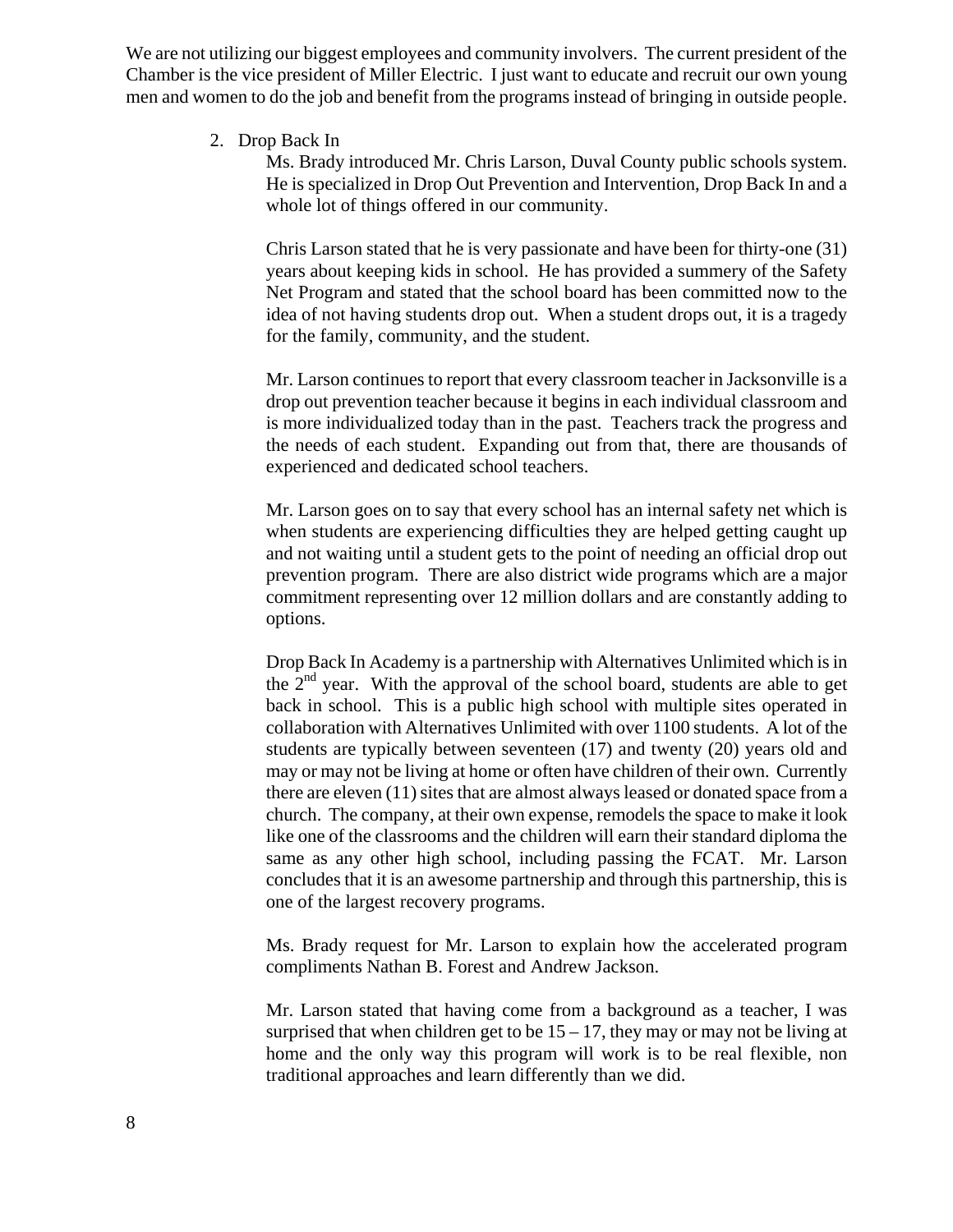We are not utilizing our biggest employees and community involvers. The current president of the Chamber is the vice president of Miller Electric. I just want to educate and recruit our own young men and women to do the job and benefit from the programs instead of bringing in outside people.

2. Drop Back In

   Ms. Brady introduced Mr. Chris Larson, Duval County public schools system. He is specialized in Drop Out Prevention and Intervention, Drop Back In and a whole lot of things offered in our community.

   Chris Larson stated that he is very passionate and have been for thirty-one (31) years about keeping kids in school. He has provided a summery of the Safety Net Program and stated that the school board has been committed now to the idea of not having students drop out. When a student drops out, it is a tragedy for the family, community, and the student.

   Mr. Larson continues to report that every classroom teacher in Jacksonville is a drop out prevention teacher because it begins in each individual classroom and is more individualized today than in the past. Teachers track the progress and the needs of each student. Expanding out from that, there are thousands of experienced and dedicated school teachers.

   Mr. Larson goes on to say that every school has an internal safety net which is when students are experiencing difficulties they are helped getting caught up and not waiting until a student gets to the point of needing an official drop out prevention program. There are also district wide programs which are a major commitment representing over 12 million dollars and are constantly adding to options.

   Drop Back In Academy is a partnership with Alternatives Unlimited which is in the 2nd year. With the approval of the school board, students are able to get back in school. This is a public high school with multiple sites operated in collaboration with Alternatives Unlimited with over 1100 students. A lot of the students are typically between seventeen (17) and twenty (20) years old and may or may not be living at home or often have children of their own. Currently there are eleven (11) sites that are almost always leased or donated space from a church. The company, at their own expense, remodels the space to make it look like one of the classrooms and the children will earn their standard diploma the same as any other high school, including passing the FCAT. Mr. Larson concludes that it is an awesome partnership and through this partnership, this is one of the largest recovery programs.

   Ms. Brady request for Mr. Larson to explain how the accelerated program compliments Nathan B. Forest and Andrew Jackson.

   Mr. Larson stated that having come from a background as a teacher, I was surprised that when children get to be 15 – 17, they may or may not be living at home and the only way this program will work is to be real flexible, non traditional approaches and learn differently than we did.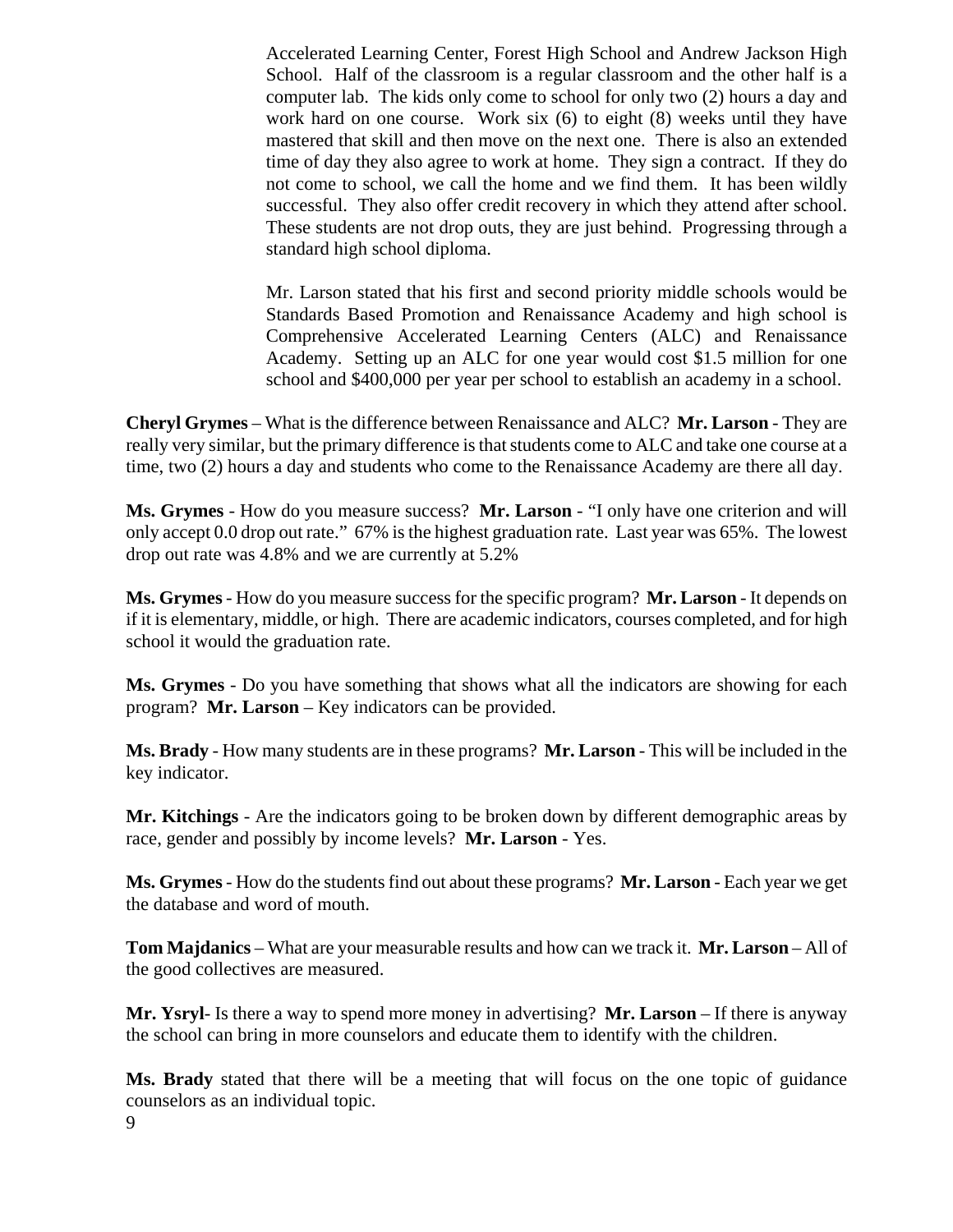Accelerated Learning Center, Forest High School and Andrew Jackson High School. Half of the classroom is a regular classroom and the other half is a computer lab. The kids only come to school for only two (2) hours a day and work hard on one course. Work six (6) to eight (8) weeks until they have mastered that skill and then move on the next one. There is also an extended time of day they also agree to work at home. They sign a contract. If they do not come to school, we call the home and we find them. It has been wildly successful. They also offer credit recovery in which they attend after school. These students are not drop outs, they are just behind. Progressing through a standard high school diploma.

Mr. Larson stated that his first and second priority middle schools would be Standards Based Promotion and Renaissance Academy and high school is Comprehensive Accelerated Learning Centers (ALC) and Renaissance Academy. Setting up an ALC for one year would cost $1.5 million for one school and $400,000 per year per school to establish an academy in a school.

**Cheryl Grymes** – What is the difference between Renaissance and ALC? **Mr. Larson** - They are really very similar, but the primary difference is that students come to ALC and take one course at a time, two (2) hours a day and students who come to the Renaissance Academy are there all day.

**Ms. Grymes** - How do you measure success? **Mr. Larson** - "I only have one criterion and will only accept 0.0 drop out rate." 67% is the highest graduation rate. Last year was 65%. The lowest drop out rate was 4.8% and we are currently at 5.2%

**Ms. Grymes** - How do you measure success for the specific program? **Mr. Larson** - It depends on if it is elementary, middle, or high. There are academic indicators, courses completed, and for high school it would the graduation rate.

**Ms. Grymes** - Do you have something that shows what all the indicators are showing for each program? **Mr. Larson** – Key indicators can be provided.

**Ms. Brady** - How many students are in these programs? **Mr. Larson** - This will be included in the key indicator.

**Mr. Kitchings** - Are the indicators going to be broken down by different demographic areas by race, gender and possibly by income levels? **Mr. Larson** - Yes.

**Ms. Grymes** - How do the students find out about these programs? **Mr. Larson** - Each year we get the database and word of mouth.

**Tom Majdanics** – What are your measurable results and how can we track it. **Mr. Larson** – All of the good collectives are measured.

**Mr. Ysryl**- Is there a way to spend more money in advertising? **Mr. Larson** – If there is anyway the school can bring in more counselors and educate them to identify with the children.

**Ms. Brady** stated that there will be a meeting that will focus on the one topic of guidance counselors as an individual topic.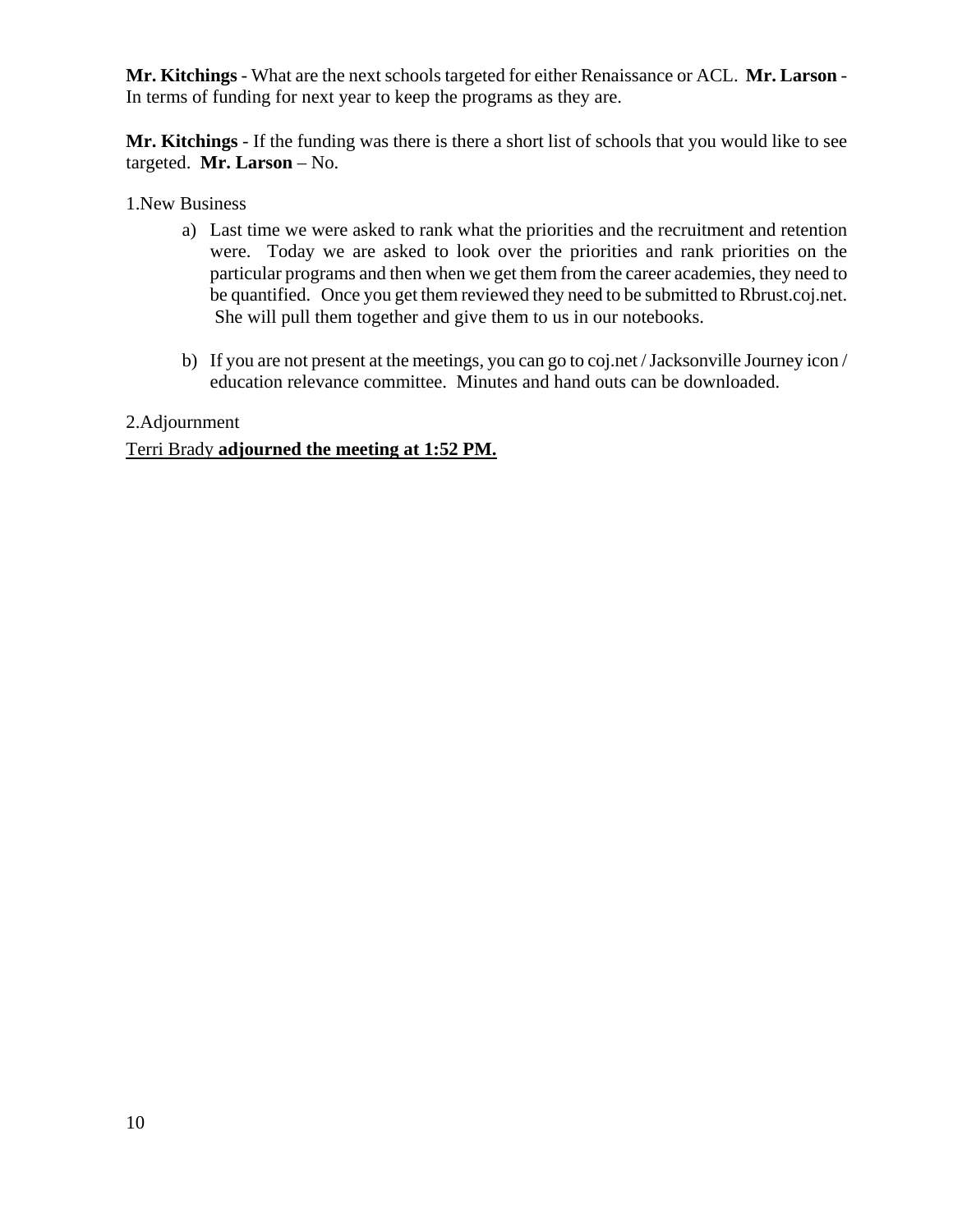**Mr. Kitchings** - What are the next schools targeted for either Renaissance or ACL. **Mr. Larson** - In terms of funding for next year to keep the programs as they are.

**Mr. Kitchings** - If the funding was there is there a short list of schools that you would like to see targeted. **Mr. Larson** – No.

1.New Business

a) Last time we were asked to rank what the priorities and the recruitment and retention were. Today we are asked to look over the priorities and rank priorities on the particular programs and then when we get them from the career academies, they need to be quantified. Once you get them reviewed they need to be submitted to Rbrust.coj.net. She will pull them together and give them to us in our notebooks.

b) If you are not present at the meetings, you can go to coj.net / Jacksonville Journey icon / education relevance committee. Minutes and hand outs can be downloaded.

2.Adjournment

<u>Terri Brady **adjourned the meeting at 1:52 PM.**</u>